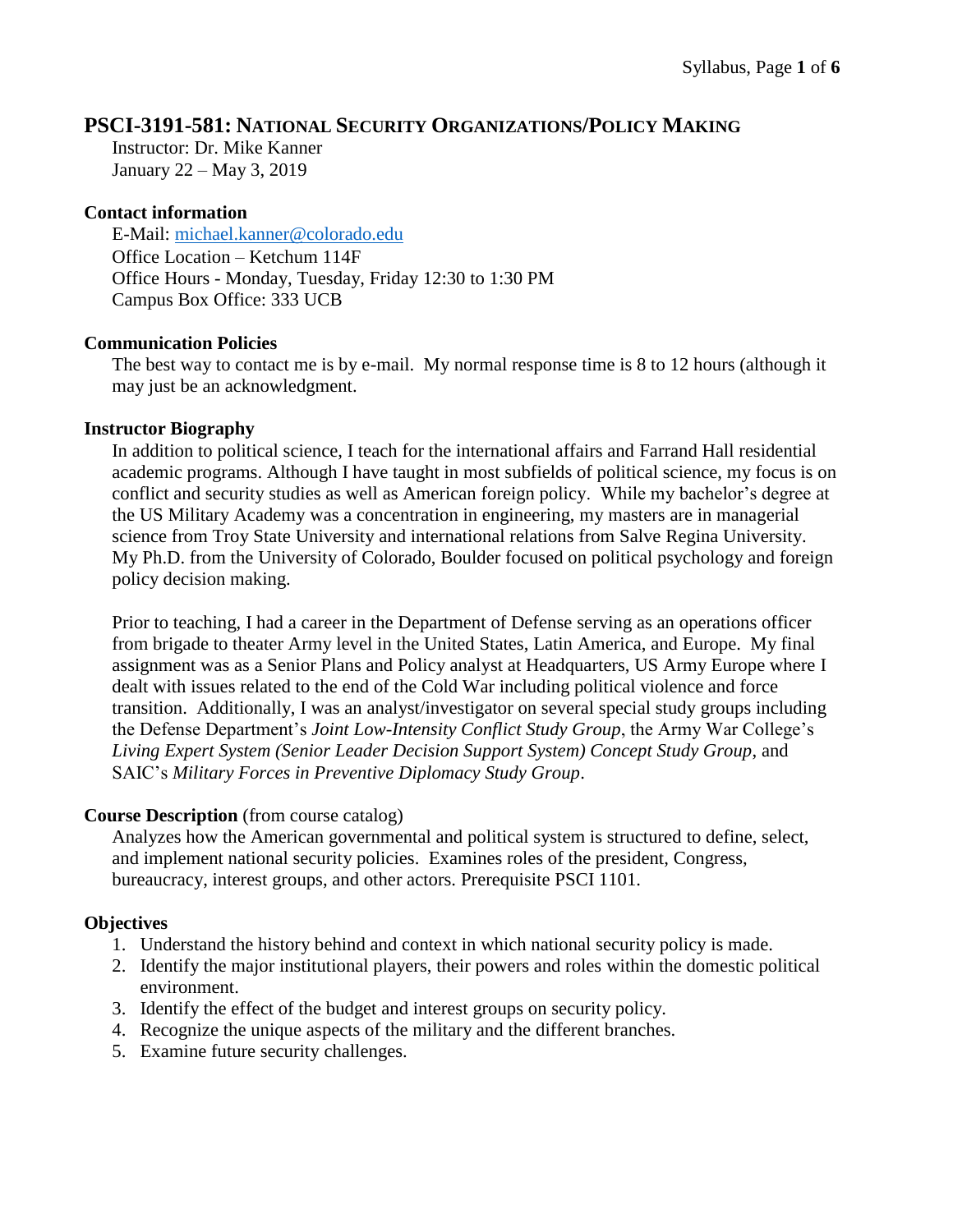# PSCI-3191-581: National Security Organizations/Policy Making

Instructor: Dr. Mike Kanner
January 22 – May 3, 2019

### Contact information

E-Mail: michael.kanner@colorado.edu
Office Location – Ketchum 114F
Office Hours - Monday, Tuesday, Friday 12:30 to 1:30 PM
Campus Box Office: 333 UCB

### Communication Policies

The best way to contact me is by e-mail. My normal response time is 8 to 12 hours (although it may just be an acknowledgment.

### Instructor Biography

In addition to political science, I teach for the international affairs and Farrand Hall residential academic programs. Although I have taught in most subfields of political science, my focus is on conflict and security studies as well as American foreign policy. While my bachelor's degree at the US Military Academy was a concentration in engineering, my masters are in managerial science from Troy State University and international relations from Salve Regina University. My Ph.D. from the University of Colorado, Boulder focused on political psychology and foreign policy decision making.

Prior to teaching, I had a career in the Department of Defense serving as an operations officer from brigade to theater Army level in the United States, Latin America, and Europe. My final assignment was as a Senior Plans and Policy analyst at Headquarters, US Army Europe where I dealt with issues related to the end of the Cold War including political violence and force transition. Additionally, I was an analyst/investigator on several special study groups including the Defense Department's *Joint Low-Intensity Conflict Study Group*, the Army War College's *Living Expert System (Senior Leader Decision Support System) Concept Study Group*, and SAIC's *Military Forces in Preventive Diplomacy Study Group*.

### Course Description (from course catalog)

Analyzes how the American governmental and political system is structured to define, select, and implement national security policies. Examines roles of the president, Congress, bureaucracy, interest groups, and other actors. Prerequisite PSCI 1101.

### Objectives

1. Understand the history behind and context in which national security policy is made.
2. Identify the major institutional players, their powers and roles within the domestic political environment.
3. Identify the effect of the budget and interest groups on security policy.
4. Recognize the unique aspects of the military and the different branches.
5. Examine future security challenges.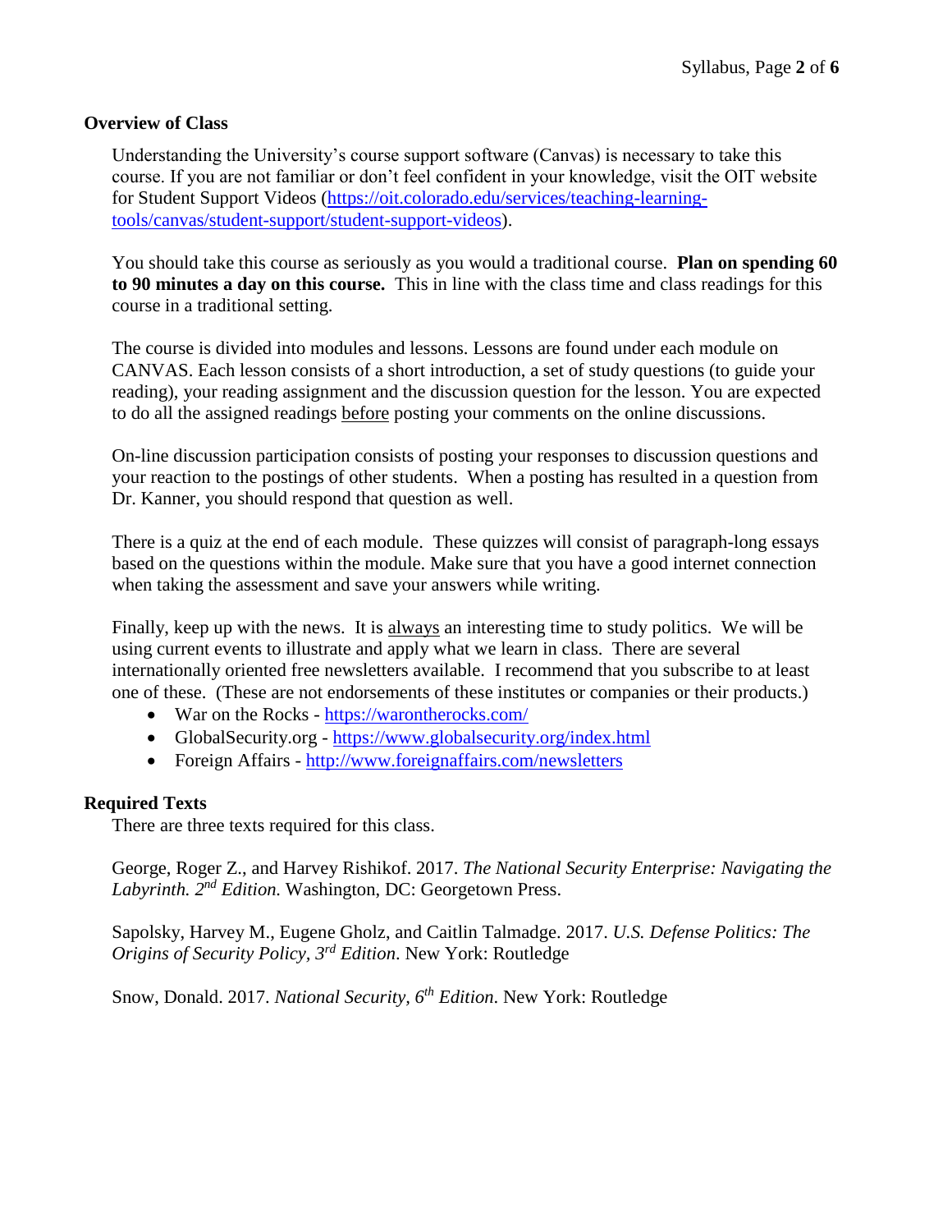## Overview of Class

Understanding the University's course support software (Canvas) is necessary to take this course. If you are not familiar or don't feel confident in your knowledge, visit the OIT website for Student Support Videos (https://oit.colorado.edu/services/teaching-learning-tools/canvas/student-support/student-support-videos).

You should take this course as seriously as you would a traditional course. **Plan on spending 60 to 90 minutes a day on this course.** This in line with the class time and class readings for this course in a traditional setting.

The course is divided into modules and lessons. Lessons are found under each module on CANVAS. Each lesson consists of a short introduction, a set of study questions (to guide your reading), your reading assignment and the discussion question for the lesson. You are expected to do all the assigned readings before posting your comments on the online discussions.

On-line discussion participation consists of posting your responses to discussion questions and your reaction to the postings of other students. When a posting has resulted in a question from Dr. Kanner, you should respond that question as well.

There is a quiz at the end of each module. These quizzes will consist of paragraph-long essays based on the questions within the module. Make sure that you have a good internet connection when taking the assessment and save your answers while writing.

Finally, keep up with the news. It is always an interesting time to study politics. We will be using current events to illustrate and apply what we learn in class. There are several internationally oriented free newsletters available. I recommend that you subscribe to at least one of these. (These are not endorsements of these institutes or companies or their products.)

- War on the Rocks - https://warontherocks.com/
- GlobalSecurity.org - https://www.globalsecurity.org/index.html
- Foreign Affairs - http://www.foreignaffairs.com/newsletters

## Required Texts

There are three texts required for this class.

George, Roger Z., and Harvey Rishikof. 2017. *The National Security Enterprise: Navigating the Labyrinth. 2nd Edition.* Washington, DC: Georgetown Press.

Sapolsky, Harvey M., Eugene Gholz, and Caitlin Talmadge. 2017. *U.S. Defense Politics: The Origins of Security Policy, 3rd Edition*. New York: Routledge

Snow, Donald. 2017. *National Security, 6th Edition*. New York: Routledge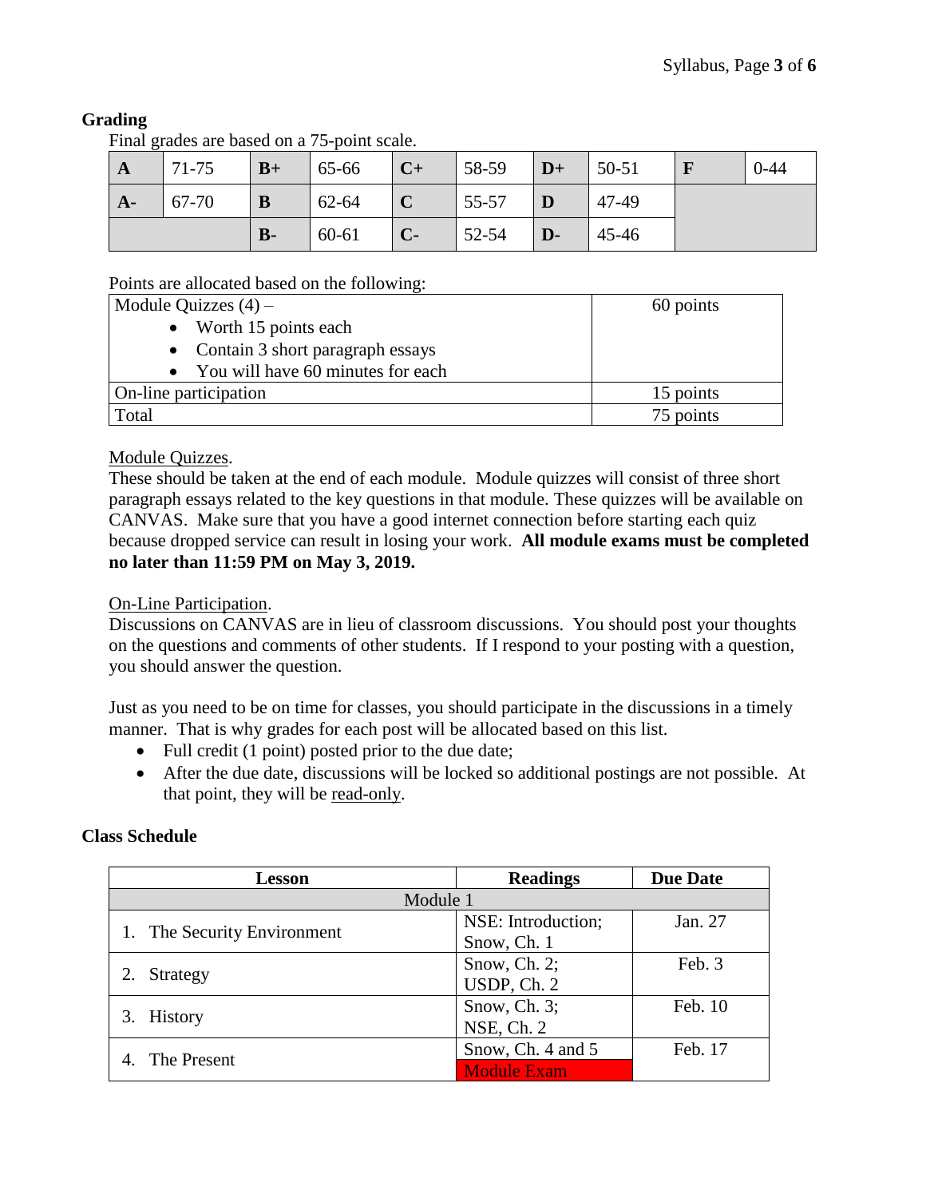## Grading

Final grades are based on a 75-point scale.

| **A** | 71-75 | **B+** | 65-66 | **C+** | 58-59 | **D+** | 50-51 | **F** | 0-44 |
|---|---|---|---|---|---|---|---|---|---|
| **A-** | 67-70 | **B** | 62-64 | **C** | 55-57 | **D** | 47-49 | | |
| | | **B-** | 60-61 | **C-** | 52-54 | **D-** | 45-46 | | |

Points are allocated based on the following:

| | |
|---|---|
| Module Quizzes (4) – <br>• Worth 15 points each<br>• Contain 3 short paragraph essays<br>• You will have 60 minutes for each | 60 points |
| On-line participation | 15 points |
| Total | 75 points |

Module Quizzes.

These should be taken at the end of each module. Module quizzes will consist of three short paragraph essays related to the key questions in that module. These quizzes will be available on CANVAS. Make sure that you have a good internet connection before starting each quiz because dropped service can result in losing your work. **All module exams must be completed no later than 11:59 PM on May 3, 2019.**

On-Line Participation.

Discussions on CANVAS are in lieu of classroom discussions. You should post your thoughts on the questions and comments of other students. If I respond to your posting with a question, you should answer the question.

Just as you need to be on time for classes, you should participate in the discussions in a timely manner. That is why grades for each post will be allocated based on this list.

- Full credit (1 point) posted prior to the due date;
- After the due date, discussions will be locked so additional postings are not possible. At that point, they will be read-only.

## Class Schedule

| Lesson | Readings | Due Date |
|---|---|---|
| Module 1 | | |
| 1. The Security Environment | NSE: Introduction; Snow, Ch. 1 | Jan. 27 |
| 2. Strategy | Snow, Ch. 2; USDP, Ch. 2 | Feb. 3 |
| 3. History | Snow, Ch. 3; NSE, Ch. 2 | Feb. 10 |
| 4. The Present | Snow, Ch. 4 and 5<br>Module Exam | Feb. 17 |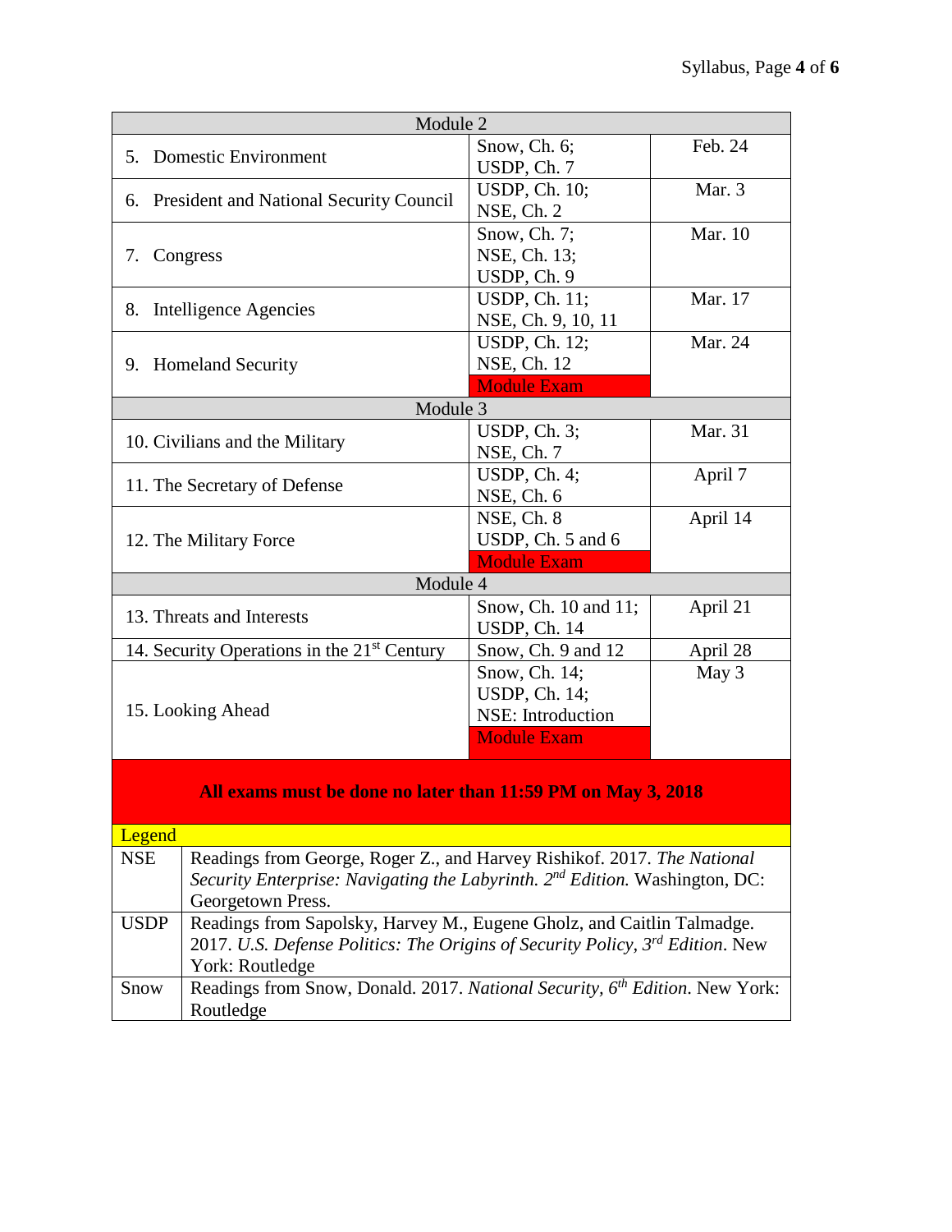| Topic | Readings | Date |
|---|---|---|
| **Module 2** | | |
| 5. Domestic Environment | Snow, Ch. 6;<br>USDP, Ch. 7 | Feb. 24 |
| 6. President and National Security Council | USDP, Ch. 10;<br>NSE, Ch. 2 | Mar. 3 |
| 7. Congress | Snow, Ch. 7;<br>NSE, Ch. 13;<br>USDP, Ch. 9 | Mar. 10 |
| 8. Intelligence Agencies | USDP, Ch. 11;<br>NSE, Ch. 9, 10, 11 | Mar. 17 |
| 9. Homeland Security | USDP, Ch. 12;<br>NSE, Ch. 12<br>Module Exam | Mar. 24 |
| **Module 3** | | |
| 10. Civilians and the Military | USDP, Ch. 3;<br>NSE, Ch. 7 | Mar. 31 |
| 11. The Secretary of Defense | USDP, Ch. 4;<br>NSE, Ch. 6 | April 7 |
| 12. The Military Force | NSE, Ch. 8<br>USDP, Ch. 5 and 6<br>Module Exam | April 14 |
| **Module 4** | | |
| 13. Threats and Interests | Snow, Ch. 10 and 11;<br>USDP, Ch. 14 | April 21 |
| 14. Security Operations in the 21st Century | Snow, Ch. 9 and 12 | April 28 |
| 15. Looking Ahead | Snow, Ch. 14;<br>USDP, Ch. 14;<br>NSE: Introduction<br>Module Exam | May 3 |

**All exams must be done no later than 11:59 PM on May 3, 2018**

| Legend | |
|---|---|
| NSE | Readings from George, Roger Z., and Harvey Rishikof. 2017. *The National Security Enterprise: Navigating the Labyrinth. 2nd Edition.* Washington, DC: Georgetown Press. |
| USDP | Readings from Sapolsky, Harvey M., Eugene Gholz, and Caitlin Talmadge. 2017. *U.S. Defense Politics: The Origins of Security Policy, 3rd Edition*. New York: Routledge |
| Snow | Readings from Snow, Donald. 2017. *National Security, 6th Edition*. New York: Routledge |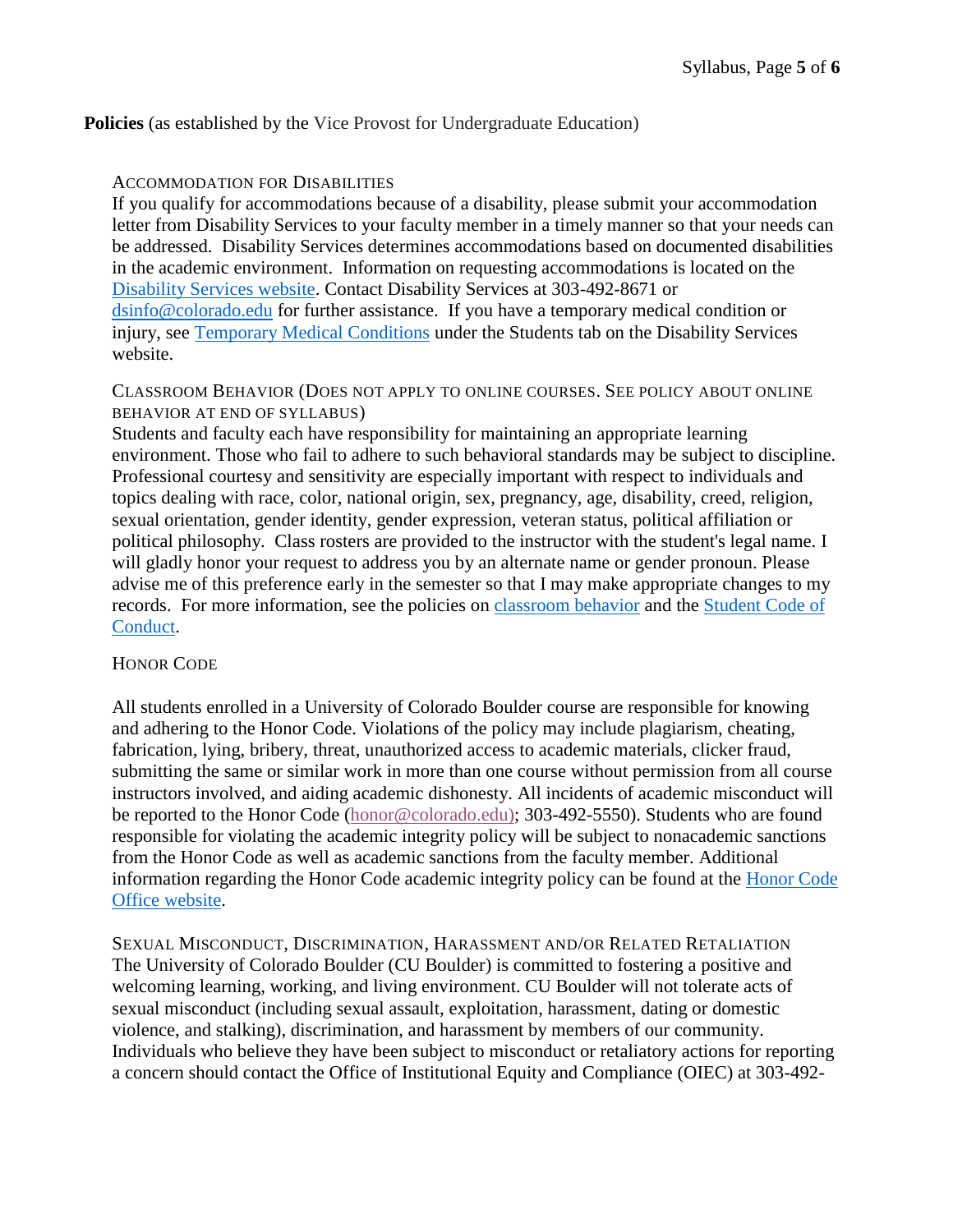**Policies** (as established by the Vice Provost for Undergraduate Education)

### Accommodation for Disabilities

If you qualify for accommodations because of a disability, please submit your accommodation letter from Disability Services to your faculty member in a timely manner so that your needs can be addressed. Disability Services determines accommodations based on documented disabilities in the academic environment. Information on requesting accommodations is located on the [Disability Services website](). Contact Disability Services at 303-492-8671 or [dsinfo@colorado.edu]() for further assistance. If you have a temporary medical condition or injury, see [Temporary Medical Conditions]() under the Students tab on the Disability Services website.

### Classroom Behavior (Does not apply to online courses. See policy about online behavior at end of syllabus)

Students and faculty each have responsibility for maintaining an appropriate learning environment. Those who fail to adhere to such behavioral standards may be subject to discipline. Professional courtesy and sensitivity are especially important with respect to individuals and topics dealing with race, color, national origin, sex, pregnancy, age, disability, creed, religion, sexual orientation, gender identity, gender expression, veteran status, political affiliation or political philosophy. Class rosters are provided to the instructor with the student's legal name. I will gladly honor your request to address you by an alternate name or gender pronoun. Please advise me of this preference early in the semester so that I may make appropriate changes to my records. For more information, see the policies on [classroom behavior]() and the [Student Code of Conduct]().

### Honor Code

All students enrolled in a University of Colorado Boulder course are responsible for knowing and adhering to the Honor Code. Violations of the policy may include plagiarism, cheating, fabrication, lying, bribery, threat, unauthorized access to academic materials, clicker fraud, submitting the same or similar work in more than one course without permission from all course instructors involved, and aiding academic dishonesty. All incidents of academic misconduct will be reported to the Honor Code ([honor@colorado.edu]()); 303-492-5550). Students who are found responsible for violating the academic integrity policy will be subject to nonacademic sanctions from the Honor Code as well as academic sanctions from the faculty member. Additional information regarding the Honor Code academic integrity policy can be found at the [Honor Code Office website]().

### Sexual Misconduct, Discrimination, Harassment and/or Related Retaliation

The University of Colorado Boulder (CU Boulder) is committed to fostering a positive and welcoming learning, working, and living environment. CU Boulder will not tolerate acts of sexual misconduct (including sexual assault, exploitation, harassment, dating or domestic violence, and stalking), discrimination, and harassment by members of our community. Individuals who believe they have been subject to misconduct or retaliatory actions for reporting a concern should contact the Office of Institutional Equity and Compliance (OIEC) at 303-492-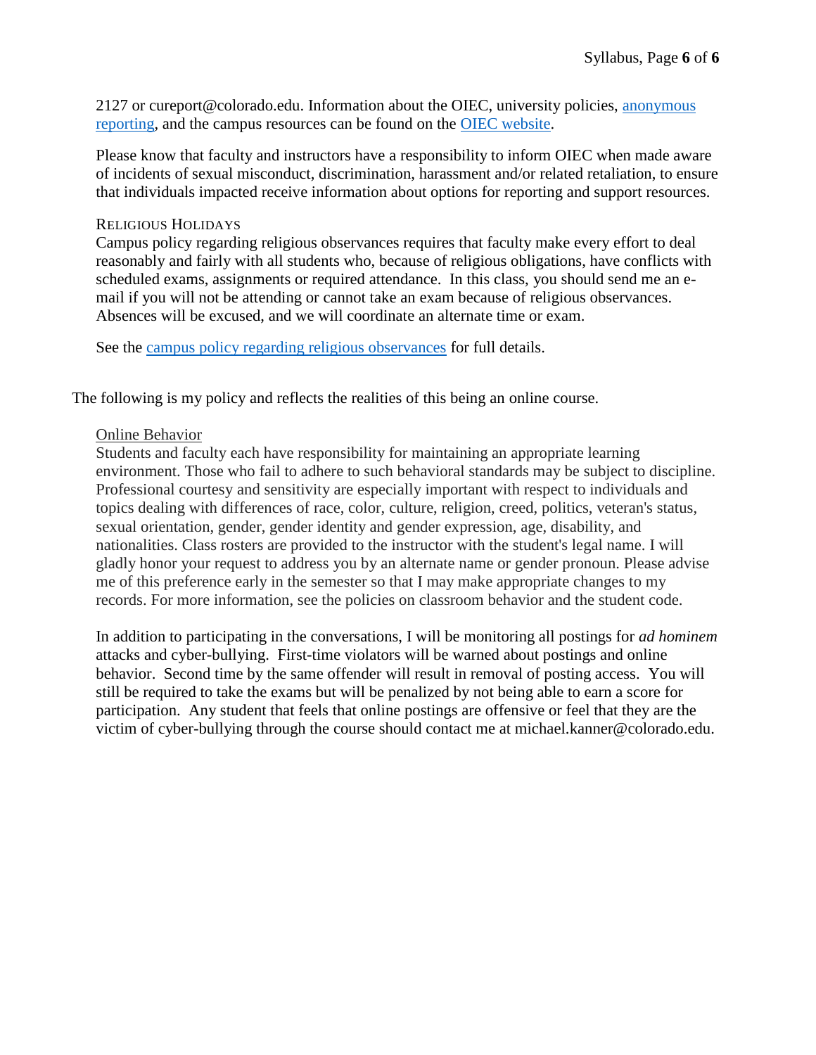2127 or cureport@colorado.edu. Information about the OIEC, university policies, anonymous reporting, and the campus resources can be found on the OIEC website.

Please know that faculty and instructors have a responsibility to inform OIEC when made aware of incidents of sexual misconduct, discrimination, harassment and/or related retaliation, to ensure that individuals impacted receive information about options for reporting and support resources.

### Religious Holidays

Campus policy regarding religious observances requires that faculty make every effort to deal reasonably and fairly with all students who, because of religious obligations, have conflicts with scheduled exams, assignments or required attendance. In this class, you should send me an e-mail if you will not be attending or cannot take an exam because of religious observances. Absences will be excused, and we will coordinate an alternate time or exam.

See the campus policy regarding religious observances for full details.

The following is my policy and reflects the realities of this being an online course.

### Online Behavior

Students and faculty each have responsibility for maintaining an appropriate learning environment. Those who fail to adhere to such behavioral standards may be subject to discipline. Professional courtesy and sensitivity are especially important with respect to individuals and topics dealing with differences of race, color, culture, religion, creed, politics, veteran's status, sexual orientation, gender, gender identity and gender expression, age, disability, and nationalities. Class rosters are provided to the instructor with the student's legal name. I will gladly honor your request to address you by an alternate name or gender pronoun. Please advise me of this preference early in the semester so that I may make appropriate changes to my records. For more information, see the policies on classroom behavior and the student code.

In addition to participating in the conversations, I will be monitoring all postings for *ad hominem* attacks and cyber-bullying. First-time violators will be warned about postings and online behavior. Second time by the same offender will result in removal of posting access. You will still be required to take the exams but will be penalized by not being able to earn a score for participation. Any student that feels that online postings are offensive or feel that they are the victim of cyber-bullying through the course should contact me at michael.kanner@colorado.edu.